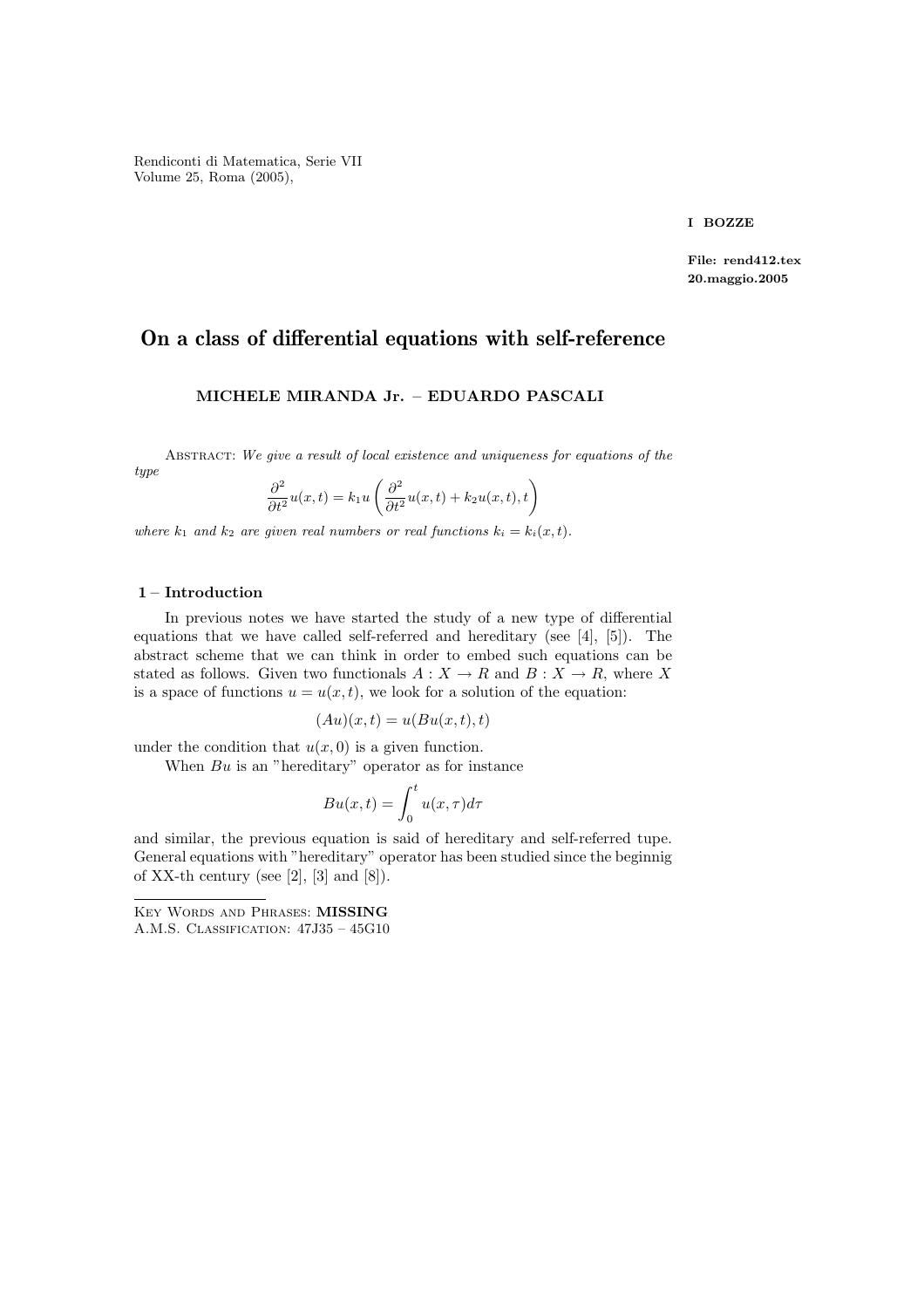Rendiconti di Matematica, Serie VII
Volume 25, Roma (2005),

**I BOZZE**

**File: rend412.tex**
**20.maggio.2005**

# On a class of differential equations with self-reference

**MICHELE MIRANDA Jr. – EDUARDO PASCALI**

Abstract: *We give a result of local existence and uniqueness for equations of the type*

$$\frac{\partial^2}{\partial t^2}u(x,t) = k_1 u\left(\frac{\partial^2}{\partial t^2}u(x,t) + k_2 u(x,t), t\right)$$

*where $k_1$ and $k_2$ are given real numbers or real functions $k_i = k_i(x,t)$.*

## 1 – Introduction

In previous notes we have started the study of a new type of differential equations that we have called self-referred and hereditary (see [4], [5]). The abstract scheme that we can think in order to embed such equations can be stated as follows. Given two functionals $A : X \to R$ and $B : X \to R$, where $X$ is a space of functions $u = u(x,t)$, we look for a solution of the equation:

$$(Au)(x,t) = u(Bu(x,t), t)$$

under the condition that $u(x,0)$ is a given function.

When $Bu$ is an "hereditary" operator as for instance

$$Bu(x,t) = \int_0^t u(x,\tau)d\tau$$

and similar, the previous equation is said of hereditary and self-referred tupe. General equations with "hereditary" operator has been studied since the beginnig of XX-th century (see [2], [3] and [8]).

---

Key Words and Phrases: **MISSING**
A.M.S. Classification: 47J35 – 45G10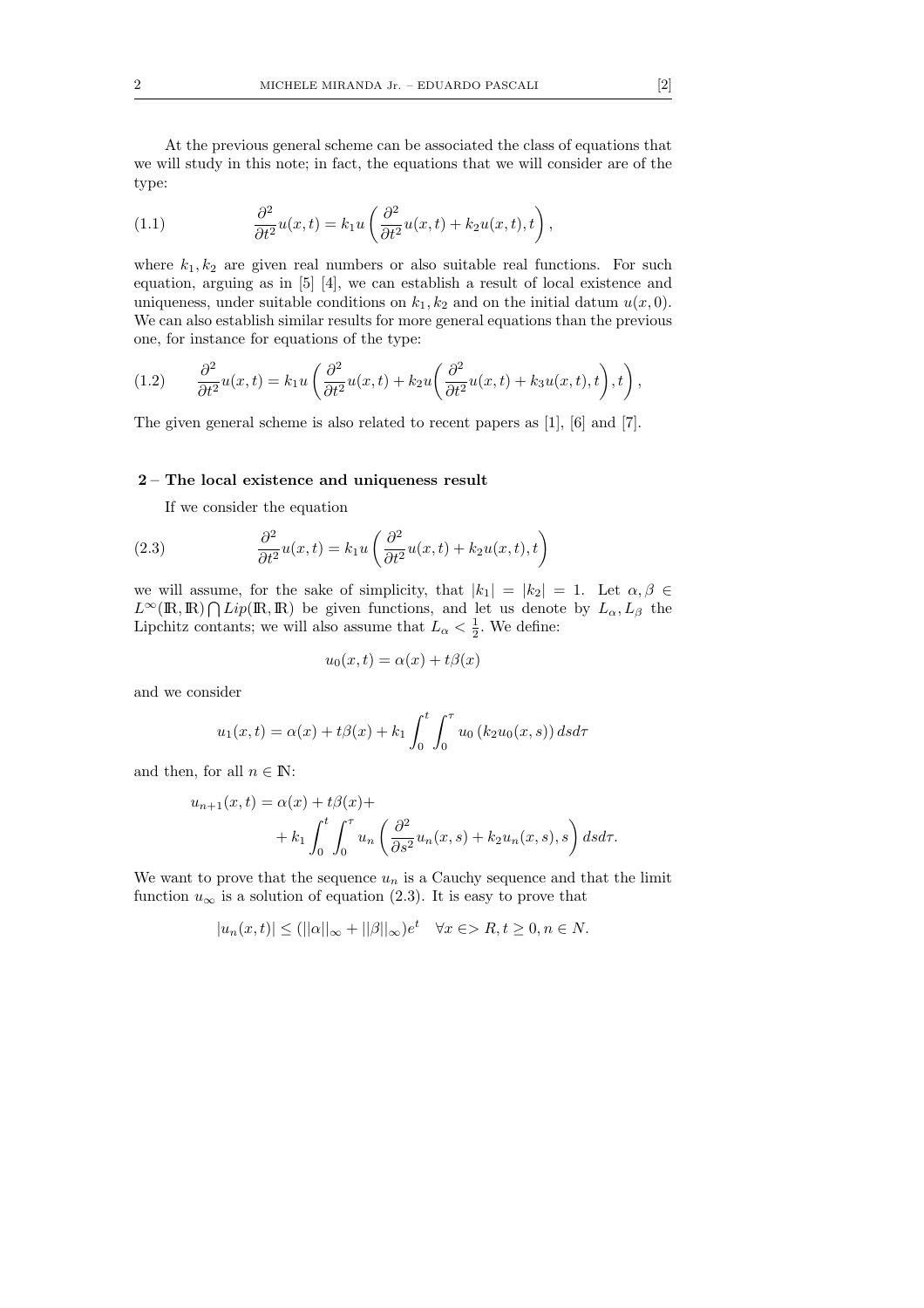At the previous general scheme can be associated the class of equations that we will study in this note; in fact, the equations that we will consider are of the type:

$$\frac{\partial^2}{\partial t^2}u(x,t) = k_1 u\left(\frac{\partial^2}{\partial t^2}u(x,t) + k_2 u(x,t), t\right), \tag{1.1}$$

where $k_1, k_2$ are given real numbers or also suitable real functions. For such equation, arguing as in [5] [4], we can establish a result of local existence and uniqueness, under suitable conditions on $k_1, k_2$ and on the initial datum $u(x,0)$. We can also establish similar results for more general equations than the previous one, for instance for equations of the type:

$$\frac{\partial^2}{\partial t^2}u(x,t) = k_1 u\left(\frac{\partial^2}{\partial t^2}u(x,t) + k_2 u\left(\frac{\partial^2}{\partial t^2}u(x,t) + k_3 u(x,t), t\right), t\right), \tag{1.2}$$

The given general scheme is also related to recent papers as [1], [6] and [7].

## 2 – The local existence and uniqueness result

If we consider the equation

$$\frac{\partial^2}{\partial t^2}u(x,t) = k_1 u\left(\frac{\partial^2}{\partial t^2}u(x,t) + k_2 u(x,t), t\right) \tag{2.3}$$

we will assume, for the sake of simplicity, that $|k_1| = |k_2| = 1$. Let $\alpha, \beta \in L^\infty(\mathbb{R}, \mathbb{R}) \bigcap Lip(\mathbb{R}, \mathbb{R})$ be given functions, and let us denote by $L_\alpha, L_\beta$ the Lipchitz contants; we will also assume that $L_\alpha < \frac{1}{2}$. We define:

$$u_0(x,t) = \alpha(x) + t\beta(x)$$

and we consider

$$u_1(x,t) = \alpha(x) + t\beta(x) + k_1 \int_0^t \int_0^\tau u_0\left(k_2 u_0(x,s)\right) ds d\tau$$

and then, for all $n \in \mathbb{N}$:

$$u_{n+1}(x,t) = \alpha(x) + t\beta(x) + \\ + k_1 \int_0^t \int_0^\tau u_n\left(\frac{\partial^2}{\partial s^2}u_n(x,s) + k_2 u_n(x,s), s\right) ds d\tau.$$

We want to prove that the sequence $u_n$ is a Cauchy sequence and that the limit function $u_\infty$ is a solution of equation (2.3). It is easy to prove that

$$|u_n(x,t)| \leq (||\alpha||_\infty + ||\beta||_\infty)e^t \quad \forall x \in> R, t \geq 0, n \in N.$$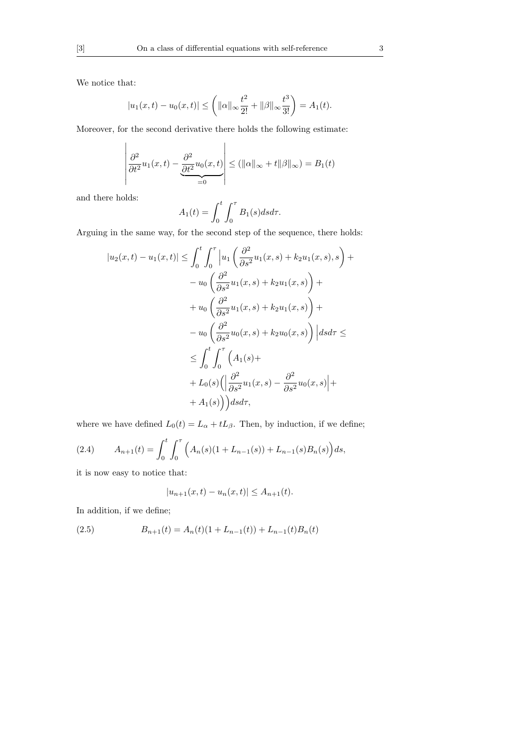We notice that:

$$|u_1(x,t) - u_0(x,t)| \leq \left( \|\alpha\|_\infty \frac{t^2}{2!} + \|\beta\|_\infty \frac{t^3}{3!} \right) = A_1(t).$$

Moreover, for the second derivative there holds the following estimate:

$$\left| \frac{\partial^2}{\partial t^2} u_1(x,t) - \underbrace{\frac{\partial^2}{\partial t^2} u_0(x,t)}_{=0} \right| \leq (\|\alpha\|_\infty + t\|\beta\|_\infty) = B_1(t)$$

and there holds:

$$A_1(t) = \int_0^t \int_0^\tau B_1(s) ds d\tau.$$

Arguing in the same way, for the second step of the sequence, there holds:

$$\begin{aligned}
|u_2(x,t) - u_1(x,t)| \leq & \int_0^t \int_0^\tau \Big| u_1 \left( \frac{\partial^2}{\partial s^2} u_1(x,s) + k_2 u_1(x,s), s \right) + \\
& - u_0 \left( \frac{\partial^2}{\partial s^2} u_1(x,s) + k_2 u_1(x,s) \right) + \\
& + u_0 \left( \frac{\partial^2}{\partial s^2} u_1(x,s) + k_2 u_1(x,s) \right) + \\
& - u_0 \left( \frac{\partial^2}{\partial s^2} u_0(x,s) + k_2 u_0(x,s) \right) \Big| ds d\tau \leq \\
\leq & \int_0^t \int_0^\tau \Big( A_1(s) + \\
& + L_0(s) \Big( \Big| \frac{\partial^2}{\partial s^2} u_1(x,s) - \frac{\partial^2}{\partial s^2} u_0(x,s) \Big| + \\
& + A_1(s) \Big) \Big) ds d\tau,
\end{aligned}$$

where we have defined $L_0(t) = L_\alpha + tL_\beta$. Then, by induction, if we define;

$$A_{n+1}(t) = \int_0^t \int_0^\tau \Big( A_n(s)(1 + L_{n-1}(s)) + L_{n-1}(s) B_n(s) \Big) ds, \tag{2.4}$$

it is now easy to notice that:

$$|u_{n+1}(x,t) - u_n(x,t)| \leq A_{n+1}(t).$$

In addition, if we define;

$$B_{n+1}(t) = A_n(t)(1 + L_{n-1}(t)) + L_{n-1}(t) B_n(t) \tag{2.5}$$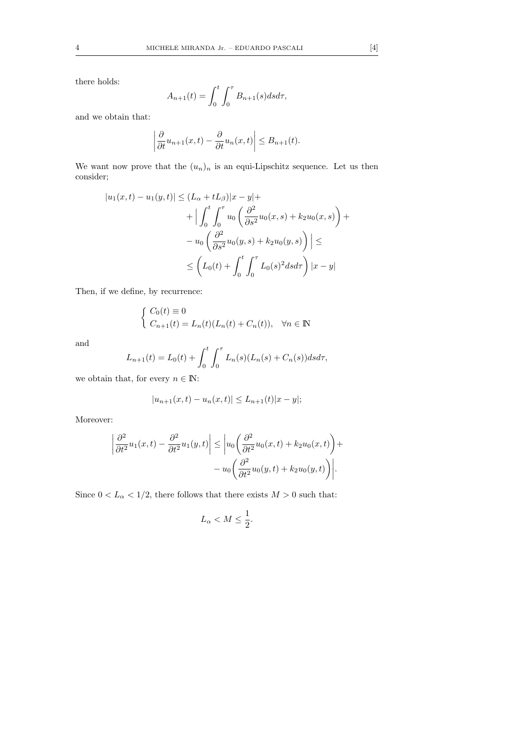there holds:

$$A_{n+1}(t) = \int_0^t \int_0^\tau B_{n+1}(s) ds d\tau,$$

and we obtain that:

$$\left| \frac{\partial}{\partial t} u_{n+1}(x,t) - \frac{\partial}{\partial t} u_n(x,t) \right| \leq B_{n+1}(t).$$

We want now prove that the $(u_n)_n$ is an equi-Lipschitz sequence. Let us then consider;

$$\begin{aligned}
|u_1(x,t) - u_1(y,t)| \leq & (L_\alpha + tL_\beta)|x-y| + \\
& + \Big| \int_0^t \int_0^\tau u_0 \left( \frac{\partial^2}{\partial s^2} u_0(x,s) + k_2 u_0(x,s) \right) + \\
& - u_0 \left( \frac{\partial^2}{\partial s^2} u_0(y,s) + k_2 u_0(y,s) \right) \Big| \leq \\
& \leq \left( L_0(t) + \int_0^t \int_0^\tau L_0(s)^2 ds d\tau \right) |x-y|
\end{aligned}$$

Then, if we define, by recurrence:

$$\begin{cases} C_0(t) \equiv 0 \\ C_{n+1}(t) = L_n(t)(L_n(t) + C_n(t)), \quad \forall n \in \mathbb{N} \end{cases}$$

and

$$L_{n+1}(t) = L_0(t) + \int_0^t \int_0^\tau L_n(s)(L_n(s) + C_n(s)) ds d\tau,$$

we obtain that, for every $n \in \mathbb{N}$:

$$|u_{n+1}(x,t) - u_n(x,t)| \leq L_{n+1}(t)|x-y|;$$

Moreover:

$$\begin{aligned}
\left| \frac{\partial^2}{\partial t^2} u_1(x,t) - \frac{\partial^2}{\partial t^2} u_1(y,t) \right| \leq & \left| u_0 \left( \frac{\partial^2}{\partial t^2} u_0(x,t) + k_2 u_0(x,t) \right) + \right. \\
& \left. - u_0 \left( \frac{\partial^2}{\partial t^2} u_0(y,t) + k_2 u_0(y,t) \right) \right|.
\end{aligned}$$

Since $0 < L_\alpha < 1/2$, there follows that there exists $M > 0$ such that:

$$L_\alpha < M \leq \frac{1}{2}.$$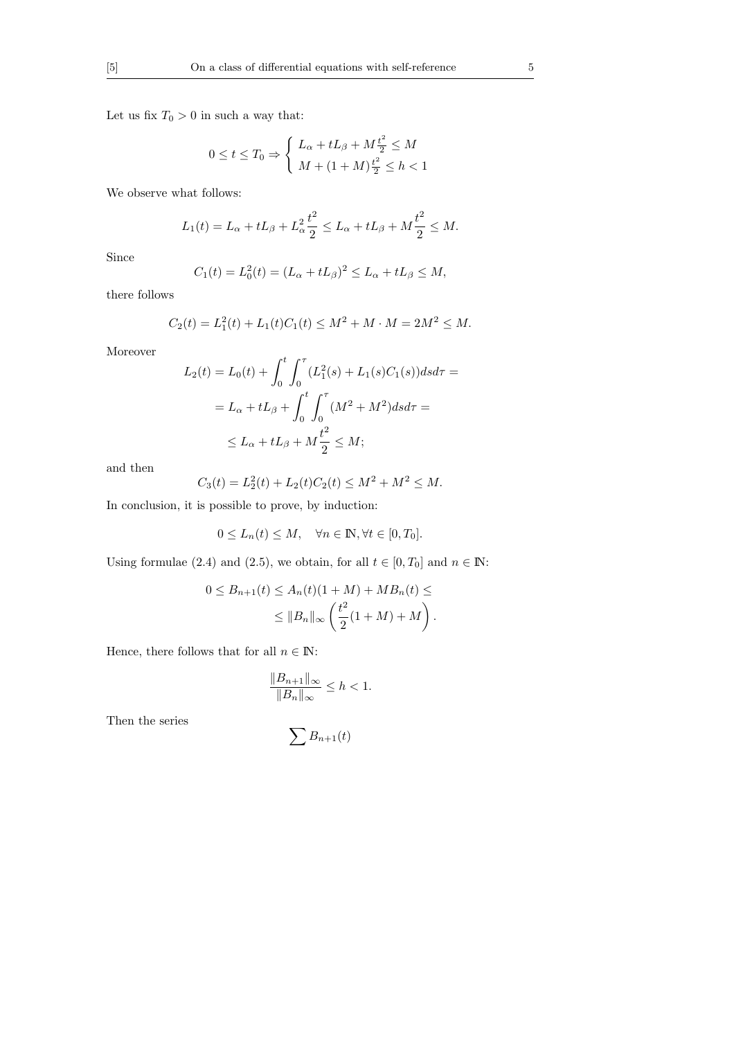Let us fix $T_0 > 0$ in such a way that:

$$0 \leq t \leq T_0 \Rightarrow \begin{cases} L_\alpha + tL_\beta + M\frac{t^2}{2} \leq M \\ M + (1+M)\frac{t^2}{2} \leq h < 1 \end{cases}$$

We observe what follows:

$$L_1(t) = L_\alpha + tL_\beta + L_\alpha^2 \frac{t^2}{2} \leq L_\alpha + tL_\beta + M\frac{t^2}{2} \leq M.$$

Since

$$C_1(t) = L_0^2(t) = (L_\alpha + tL_\beta)^2 \leq L_\alpha + tL_\beta \leq M,$$

there follows

$$C_2(t) = L_1^2(t) + L_1(t)C_1(t) \leq M^2 + M \cdot M = 2M^2 \leq M.$$

Moreover

$$\begin{aligned} L_2(t) &= L_0(t) + \int_0^t \int_0^\tau (L_1^2(s) + L_1(s)C_1(s))dsd\tau = \\ &= L_\alpha + tL_\beta + \int_0^t \int_0^\tau (M^2 + M^2)dsd\tau = \\ &\leq L_\alpha + tL_\beta + M\frac{t^2}{2} \leq M; \end{aligned}$$

and then

$$C_3(t) = L_2^2(t) + L_2(t)C_2(t) \leq M^2 + M^2 \leq M.$$

In conclusion, it is possible to prove, by induction:

$$0 \leq L_n(t) \leq M, \quad \forall n \in \mathbb{N}, \forall t \in [0, T_0].$$

Using formulae (2.4) and (2.5), we obtain, for all $t \in [0, T_0]$ and $n \in \mathbb{N}$:

$$\begin{aligned} 0 \leq B_{n+1}(t) &\leq A_n(t)(1+M) + MB_n(t) \leq \\ &\leq \|B_n\|_\infty \left(\frac{t^2}{2}(1+M) + M\right). \end{aligned}$$

Hence, there follows that for all $n \in \mathbb{N}$:

$$\frac{\|B_{n+1}\|_\infty}{\|B_n\|_\infty} \leq h < 1.$$

Then the series

$$\sum B_{n+1}(t)$$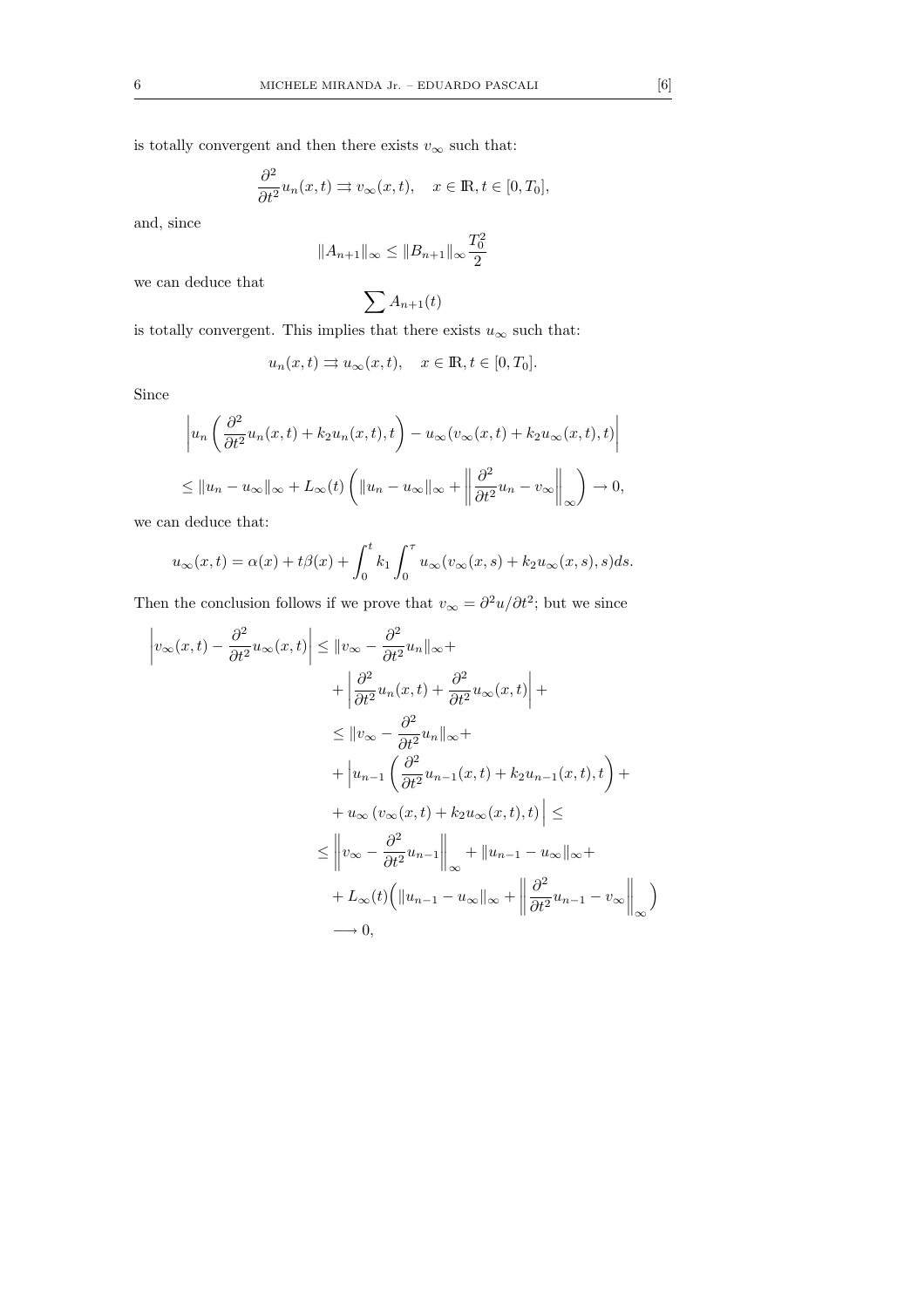is totally convergent and then there exists $v_\infty$ such that:

$$\frac{\partial^2}{\partial t^2} u_n(x,t) \rightrightarrows v_\infty(x,t), \quad x \in \mathbb{R}, t \in [0, T_0],$$

and, since

$$\|A_{n+1}\|_\infty \leq \|B_{n+1}\|_\infty \frac{T_0^2}{2}$$

we can deduce that

$$\sum A_{n+1}(t)$$

is totally convergent. This implies that there exists $u_\infty$ such that:

$$u_n(x,t) \rightrightarrows u_\infty(x,t), \quad x \in \mathbb{R}, t \in [0, T_0].$$

Since

$$\left| u_n\left( \frac{\partial^2}{\partial t^2} u_n(x,t) + k_2 u_n(x,t), t \right) - u_\infty(v_\infty(x,t) + k_2 u_\infty(x,t), t) \right|$$

$$\leq \|u_n - u_\infty\|_\infty + L_\infty(t) \left( \|u_n - u_\infty\|_\infty + \left\| \frac{\partial^2}{\partial t^2} u_n - v_\infty \right\|_\infty \right) \to 0,$$

we can deduce that:

$$u_\infty(x,t) = \alpha(x) + t\beta(x) + \int_0^t k_1 \int_0^\tau u_\infty(v_\infty(x,s) + k_2 u_\infty(x,s), s) ds.$$

Then the conclusion follows if we prove that $v_\infty = \partial^2 u / \partial t^2$; but we since

$$\begin{aligned}
\left| v_\infty(x,t) - \frac{\partial^2}{\partial t^2} u_\infty(x,t) \right| &\leq \|v_\infty - \frac{\partial^2}{\partial t^2} u_n\|_\infty + \\
&\quad + \left| \frac{\partial^2}{\partial t^2} u_n(x,t) + \frac{\partial^2}{\partial t^2} u_\infty(x,t) \right| + \\
&\leq \|v_\infty - \frac{\partial^2}{\partial t^2} u_n\|_\infty + \\
&\quad + \left| u_{n-1}\left( \frac{\partial^2}{\partial t^2} u_{n-1}(x,t) + k_2 u_{n-1}(x,t), t \right) + \right. \\
&\quad \left. + u_\infty\left( v_\infty(x,t) + k_2 u_\infty(x,t), t \right) \right| \leq \\
&\leq \left\| v_\infty - \frac{\partial^2}{\partial t^2} u_{n-1} \right\|_\infty + \|u_{n-1} - u_\infty\|_\infty + \\
&\quad + L_\infty(t) \Big( \|u_{n-1} - u_\infty\|_\infty + \left\| \frac{\partial^2}{\partial t^2} u_{n-1} - v_\infty \right\|_\infty \Big) \\
&\longrightarrow 0,
\end{aligned}$$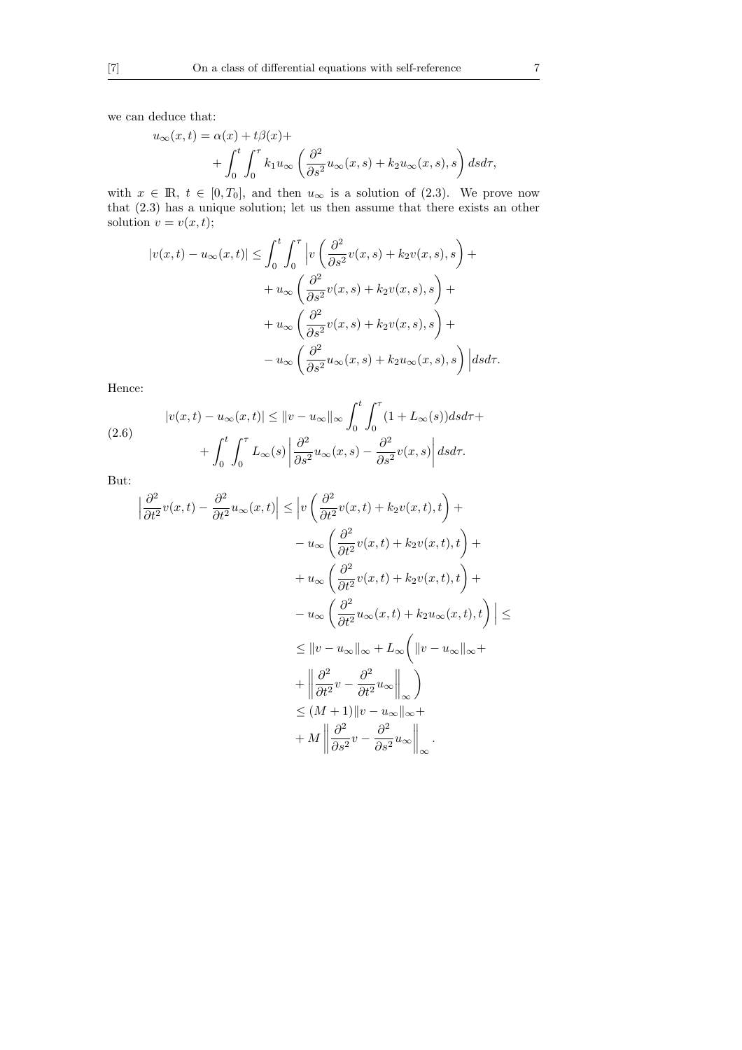we can deduce that:

$$u_\infty(x,t) = \alpha(x) + t\beta(x) + \\ + \int_0^t \int_0^\tau k_1 u_\infty \left( \frac{\partial^2}{\partial s^2} u_\infty(x,s) + k_2 u_\infty(x,s), s \right) ds d\tau,$$

with $x \in \mathbb{R}$, $t \in [0, T_0]$, and then $u_\infty$ is a solution of (2.3). We prove now that (2.3) has a unique solution; let us then assume that there exists an other solution $v = v(x,t)$;

$$\begin{aligned} |v(x,t) - u_\infty(x,t)| \leq \int_0^t \int_0^\tau \Big| & v\left( \frac{\partial^2}{\partial s^2} v(x,s) + k_2 v(x,s), s \right) + \\ & + u_\infty \left( \frac{\partial^2}{\partial s^2} v(x,s) + k_2 v(x,s), s \right) + \\ & + u_\infty \left( \frac{\partial^2}{\partial s^2} v(x,s) + k_2 v(x,s), s \right) + \\ & - u_\infty \left( \frac{\partial^2}{\partial s^2} u_\infty(x,s) + k_2 u_\infty(x,s), s \right) \Big| ds d\tau. \end{aligned}$$

Hence:

$$\begin{aligned} |v(x,t) - u_\infty(x,t)| \leq & \|v - u_\infty\|_\infty \int_0^t \int_0^\tau (1 + L_\infty(s)) ds d\tau + \\ & + \int_0^t \int_0^\tau L_\infty(s) \left| \frac{\partial^2}{\partial s^2} u_\infty(x,s) - \frac{\partial^2}{\partial s^2} v(x,s) \right| ds d\tau. \end{aligned} \tag{2.6}$$

But:

$$\begin{aligned} \Big| \frac{\partial^2}{\partial t^2} v(x,t) - \frac{\partial^2}{\partial t^2} u_\infty(x,t) \Big| \leq & \Big| v\left( \frac{\partial^2}{\partial t^2} v(x,t) + k_2 v(x,t), t \right) + \\ & - u_\infty \left( \frac{\partial^2}{\partial t^2} v(x,t) + k_2 v(x,t), t \right) + \\ & + u_\infty \left( \frac{\partial^2}{\partial t^2} v(x,t) + k_2 v(x,t), t \right) + \\ & - u_\infty \left( \frac{\partial^2}{\partial t^2} u_\infty(x,t) + k_2 u_\infty(x,t), t \right) \Big| \leq \\ \leq & \|v - u_\infty\|_\infty + L_\infty \bigg( \|v - u_\infty\|_\infty + \\ & + \left\| \frac{\partial^2}{\partial t^2} v - \frac{\partial^2}{\partial t^2} u_\infty \right\|_\infty \bigg) \\ \leq & (M+1) \|v - u_\infty\|_\infty + \\ & + M \left\| \frac{\partial^2}{\partial s^2} v - \frac{\partial^2}{\partial s^2} u_\infty \right\|_\infty . \end{aligned}$$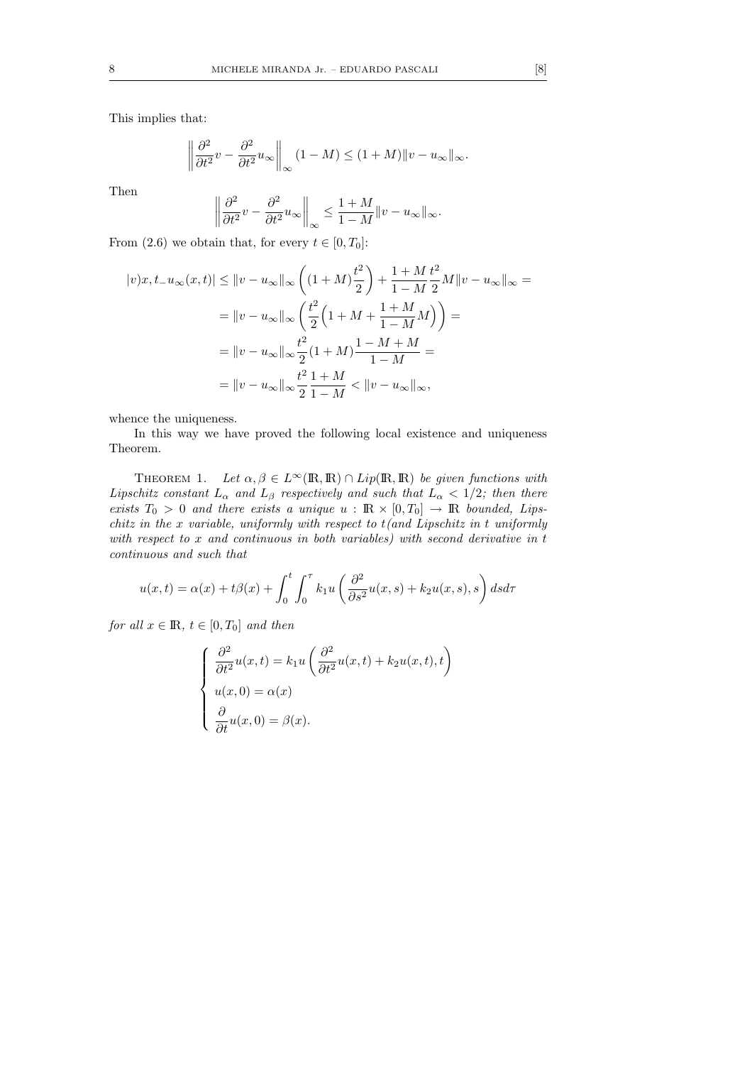This implies that:

$$\left\| \frac{\partial^2}{\partial t^2} v - \frac{\partial^2}{\partial t^2} u_\infty \right\|_\infty (1-M) \leq (1+M) \|v - u_\infty\|_\infty .$$

Then

$$\left\| \frac{\partial^2}{\partial t^2} v - \frac{\partial^2}{\partial t^2} u_\infty \right\|_\infty \leq \frac{1+M}{1-M} \|v - u_\infty\|_\infty .$$

From (2.6) we obtain that, for every $t \in [0, T_0]$:

$$\begin{aligned}
|v)x, t_- u_\infty(x,t)| &\leq \|v - u_\infty\|_\infty \left( (1+M)\frac{t^2}{2} \right) + \frac{1+M}{1-M} \frac{t^2}{2} M \|v - u_\infty\|_\infty = \\
&= \|v - u_\infty\|_\infty \left( \frac{t^2}{2} \Big( 1 + M + \frac{1+M}{1-M} M \Big) \right) = \\
&= \|v - u_\infty\|_\infty \frac{t^2}{2} (1+M) \frac{1-M+M}{1-M} = \\
&= \|v - u_\infty\|_\infty \frac{t^2}{2} \frac{1+M}{1-M} < \|v - u_\infty\|_\infty ,
\end{aligned}$$

whence the uniqueness.

In this way we have proved the following local existence and uniqueness Theorem.

THEOREM 1. *Let $\alpha, \beta \in L^\infty(\mathbb{R}, \mathbb{R}) \cap Lip(\mathbb{R}, \mathbb{R})$ be given functions with Lipschitz constant $L_\alpha$ and $L_\beta$ respectively and such that $L_\alpha < 1/2$; then there exists $T_0 > 0$ and there exists a unique $u : \mathbb{R} \times [0, T_0] \to \mathbb{R}$ bounded, Lipschitz in the $x$ variable, uniformly with respect to $t$(and Lipschitz in $t$ uniformly with respect to $x$ and continuous in both variables) with second derivative in $t$ continuous and such that*

$$u(x,t) = \alpha(x) + t\beta(x) + \int_0^t \int_0^\tau k_1 u \left( \frac{\partial^2}{\partial s^2} u(x,s) + k_2 u(x,s), s \right) ds d\tau$$

*for all $x \in \mathbb{R}$, $t \in [0, T_0]$ and then*

$$\begin{cases} \dfrac{\partial^2}{\partial t^2} u(x,t) = k_1 u \left( \dfrac{\partial^2}{\partial t^2} u(x,t) + k_2 u(x,t), t \right) \\ u(x,0) = \alpha(x) \\ \dfrac{\partial}{\partial t} u(x,0) = \beta(x). \end{cases}$$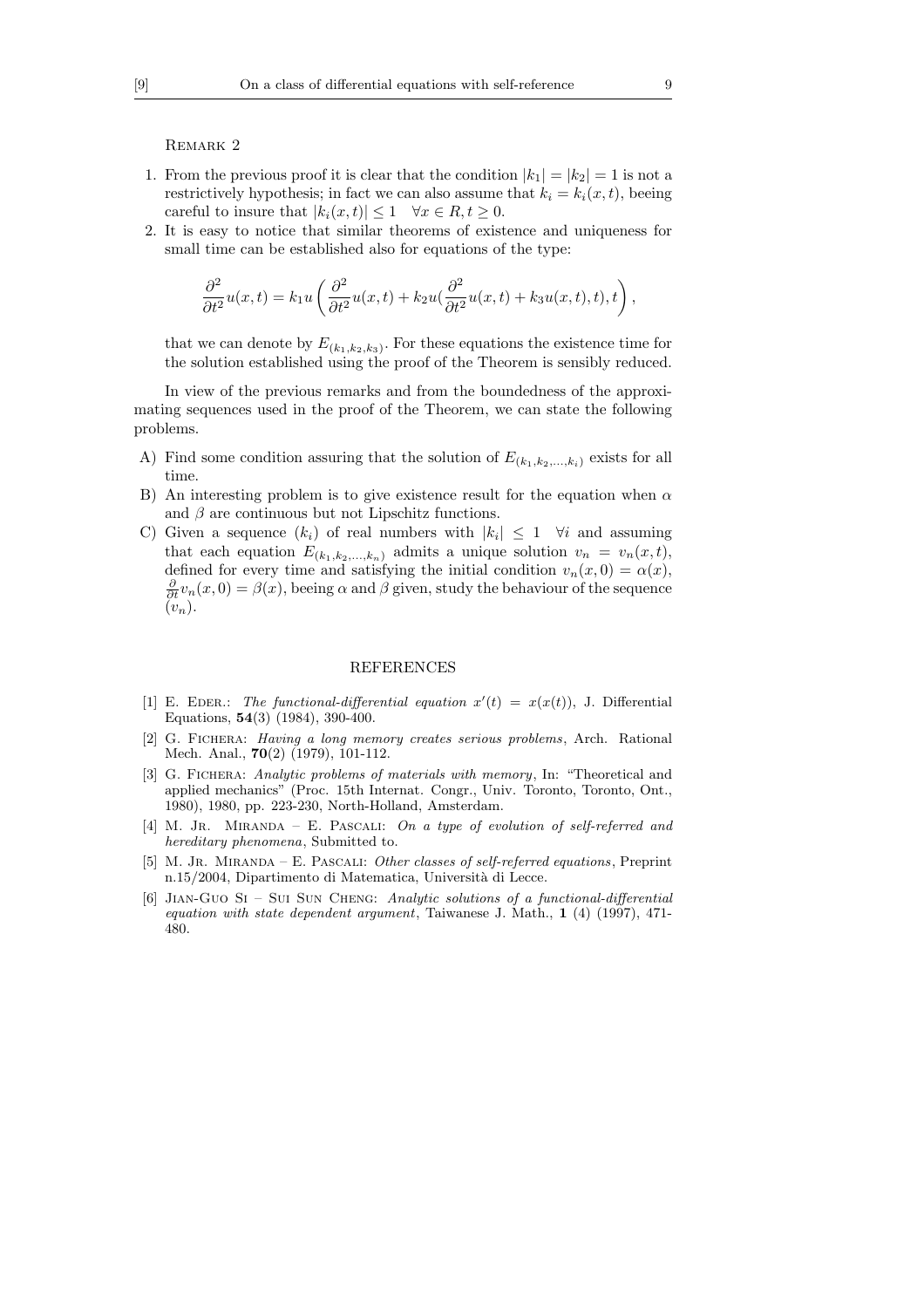Remark 2

1. From the previous proof it is clear that the condition $|k_1| = |k_2| = 1$ is not a restrictively hypothesis; in fact we can also assume that $k_i = k_i(x,t)$, beeing careful to insure that $|k_i(x,t)| \leq 1 \quad \forall x \in R, t \geq 0$.
2. It is easy to notice that similar theorems of existence and uniqueness for small time can be established also for equations of the type:

$$\frac{\partial^2}{\partial t^2} u(x,t) = k_1 u \left( \frac{\partial^2}{\partial t^2} u(x,t) + k_2 u(\frac{\partial^2}{\partial t^2} u(x,t) + k_3 u(x,t), t), t \right),$$

that we can denote by $E_{(k_1,k_2,k_3)}$. For these equations the existence time for the solution established using the proof of the Theorem is sensibly reduced.

In view of the previous remarks and from the boundedness of the approximating sequences used in the proof of the Theorem, we can state the following problems.

A) Find some condition assuring that the solution of $E_{(k_1,k_2,\ldots,k_i)}$ exists for all time.

B) An interesting problem is to give existence result for the equation when $\alpha$ and $\beta$ are continuous but not Lipschitz functions.

C) Given a sequence $(k_i)$ of real numbers with $|k_i| \leq 1 \quad \forall i$ and assuming that each equation $E_{(k_1,k_2,\ldots,k_n)}$ admits a unique solution $v_n = v_n(x,t)$, defined for every time and satisfying the initial condition $v_n(x,0) = \alpha(x)$, $\frac{\partial}{\partial t} v_n(x,0) = \beta(x)$, beeing $\alpha$ and $\beta$ given, study the behaviour of the sequence $(v_n)$.

## REFERENCES

[1] E. Eder.: *The functional-differential equation $x'(t) = x(x(t))$*, J. Differential Equations, **54**(3) (1984), 390-400.

[2] G. Fichera: *Having a long memory creates serious problems*, Arch. Rational Mech. Anal., **70**(2) (1979), 101-112.

[3] G. Fichera: *Analytic problems of materials with memory*, In: "Theoretical and applied mechanics" (Proc. 15th Internat. Congr., Univ. Toronto, Toronto, Ont., 1980), 1980, pp. 223-230, North-Holland, Amsterdam.

[4] M. Jr. Miranda – E. Pascali: *On a type of evolution of self-referred and hereditary phenomena*, Submitted to.

[5] M. Jr. Miranda – E. Pascali: *Other classes of self-referred equations*, Preprint n.15/2004, Dipartimento di Matematica, Università di Lecce.

[6] Jian-Guo Si – Sui Sun Cheng: *Analytic solutions of a functional-differential equation with state dependent argument*, Taiwanese J. Math., **1** (4) (1997), 471-480.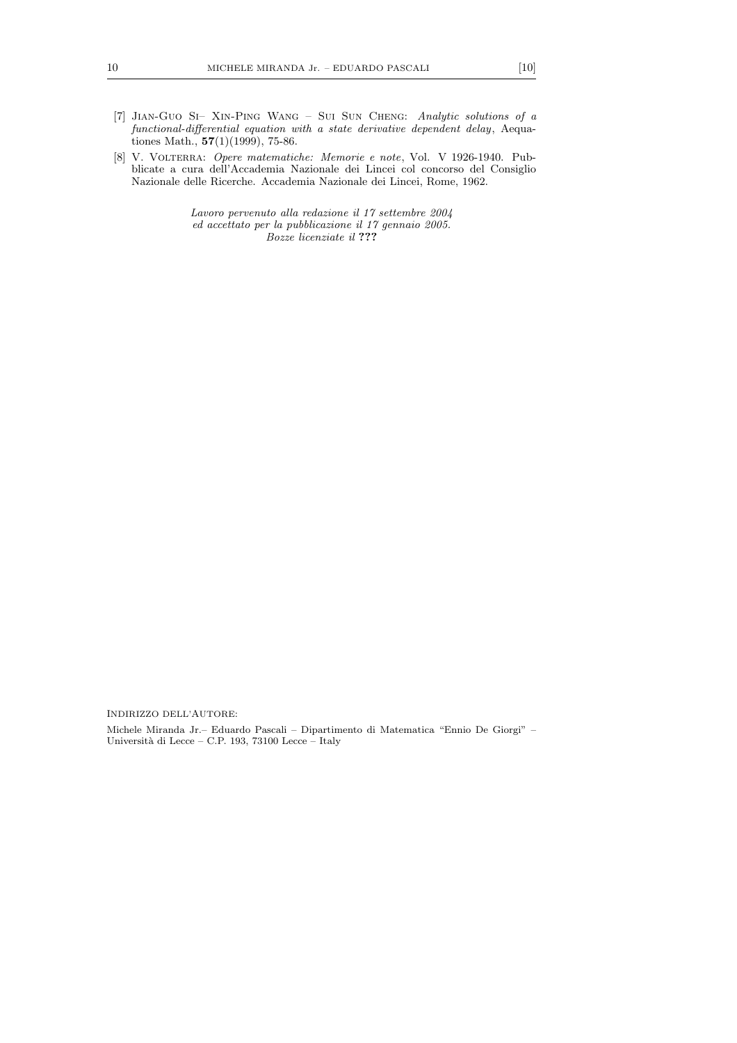[7] Jian-Guo Si– Xin-Ping Wang – Sui Sun Cheng: *Analytic solutions of a functional-differential equation with a state derivative dependent delay*, Aequationes Math., **57**(1)(1999), 75-86.

[8] V. Volterra: *Opere matematiche: Memorie e note*, Vol. V 1926-1940. Pubblicate a cura dell'Accademia Nazionale dei Lincei col concorso del Consiglio Nazionale delle Ricerche. Accademia Nazionale dei Lincei, Rome, 1962.

*Lavoro pervenuto alla redazione il 17 settembre 2004*
*ed accettato per la pubblicazione il 17 gennaio 2005.*
*Bozze licenziate il* **???**

Indirizzo dell'Autore:

Michele Miranda Jr.– Eduardo Pascali – Dipartimento di Matematica "Ennio De Giorgi" – Università di Lecce – C.P. 193, 73100 Lecce – Italy